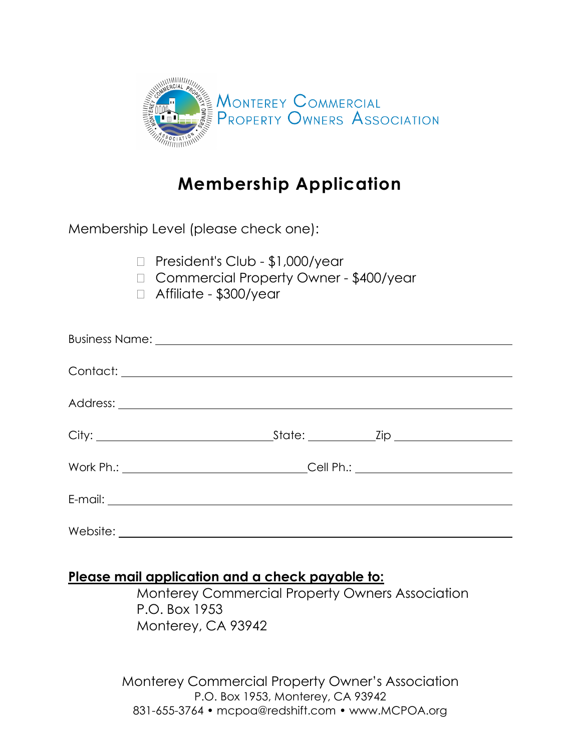Monterey Commercial Property Owners Association

# Membership Application

Membership Level (please check one):

- ☐ President's Club - $1,000/year
- ☐ Commercial Property Owner - $400/year
- ☐ Affiliate - $300/year

Business Name: ______________________________________________

Contact: ______________________________________________

Address: ______________________________________________

City: ____________________ State: __________ Zip ______________

Work Ph.: ____________________ Cell Ph.: ____________________

E-mail: ______________________________________________

Website: ______________________________________________

**Please mail application and a check payable to:**

Monterey Commercial Property Owners Association
P.O. Box 1953
Monterey, CA 93942

Monterey Commercial Property Owner's Association
P.O. Box 1953, Monterey, CA 93942
831-655-3764 • mcpoa@redshift.com • www.MCPOA.org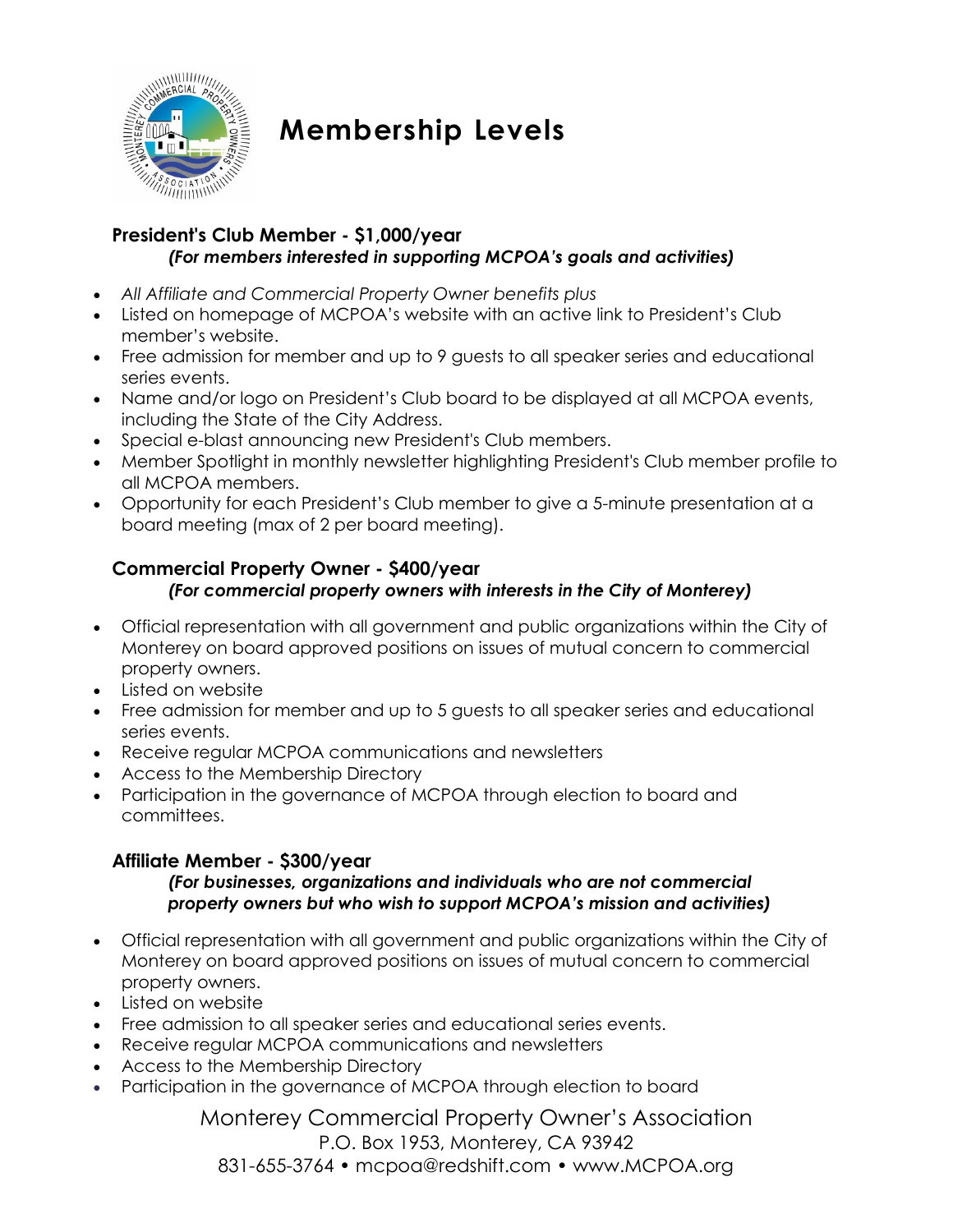# Membership Levels

### President's Club Member - $1,000/year

***(For members interested in supporting MCPOA's goals and activities)***

- *All Affiliate and Commercial Property Owner benefits plus*
- Listed on homepage of MCPOA's website with an active link to President's Club member's website.
- Free admission for member and up to 9 guests to all speaker series and educational series events.
- Name and/or logo on President's Club board to be displayed at all MCPOA events, including the State of the City Address.
- Special e-blast announcing new President's Club members.
- Member Spotlight in monthly newsletter highlighting President's Club member profile to all MCPOA members.
- Opportunity for each President's Club member to give a 5-minute presentation at a board meeting (max of 2 per board meeting).

### Commercial Property Owner - $400/year

***(For commercial property owners with interests in the City of Monterey)***

- Official representation with all government and public organizations within the City of Monterey on board approved positions on issues of mutual concern to commercial property owners.
- Listed on website
- Free admission for member and up to 5 guests to all speaker series and educational series events.
- Receive regular MCPOA communications and newsletters
- Access to the Membership Directory
- Participation in the governance of MCPOA through election to board and committees.

### Affiliate Member - $300/year

***(For businesses, organizations and individuals who are not commercial property owners but who wish to support MCPOA's mission and activities)***

- Official representation with all government and public organizations within the City of Monterey on board approved positions on issues of mutual concern to commercial property owners.
- Listed on website
- Free admission to all speaker series and educational series events.
- Receive regular MCPOA communications and newsletters
- Access to the Membership Directory
- Participation in the governance of MCPOA through election to board

Monterey Commercial Property Owner's Association
P.O. Box 1953, Monterey, CA 93942
831-655-3764 • mcpoa@redshift.com • www.MCPOA.org